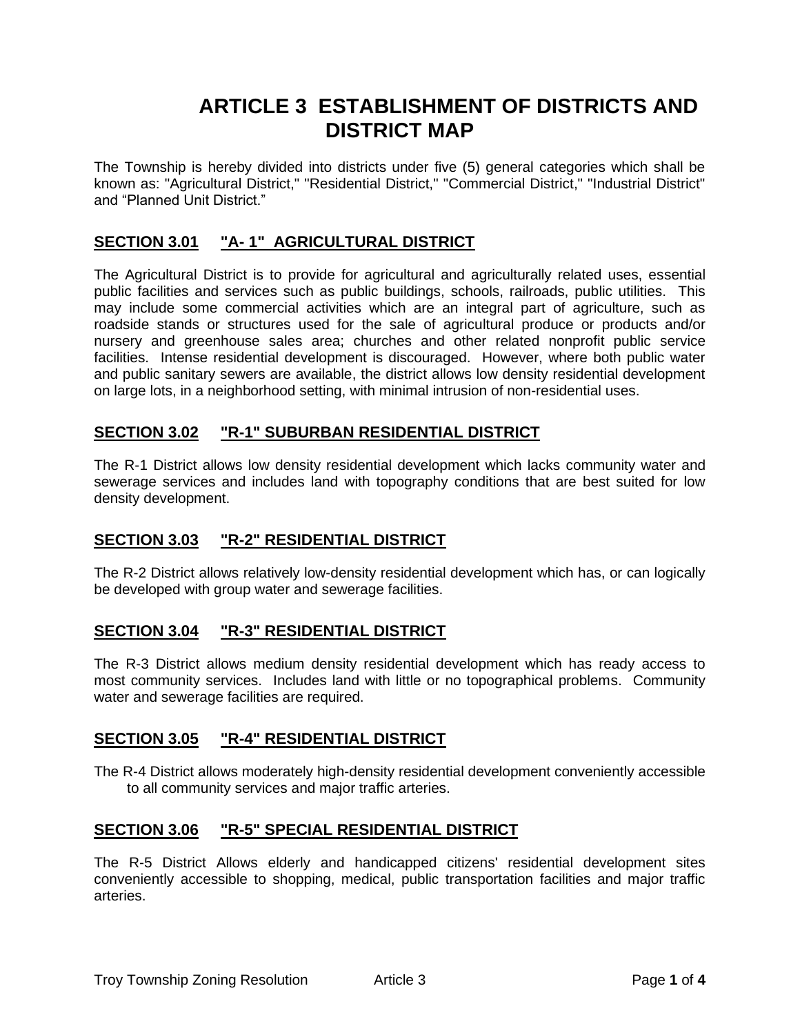# ARTICLE 3 ESTABLISHMENT OF DISTRICTS AND DISTRICT MAP

The Township is hereby divided into districts under five (5) general categories which shall be known as: "Agricultural District," "Residential District," "Commercial District," "Industrial District" and "Planned Unit District."

## SECTION 3.01 "A- 1" AGRICULTURAL DISTRICT

The Agricultural District is to provide for agricultural and agriculturally related uses, essential public facilities and services such as public buildings, schools, railroads, public utilities. This may include some commercial activities which are an integral part of agriculture, such as roadside stands or structures used for the sale of agricultural produce or products and/or nursery and greenhouse sales area; churches and other related nonprofit public service facilities. Intense residential development is discouraged. However, where both public water and public sanitary sewers are available, the district allows low density residential development on large lots, in a neighborhood setting, with minimal intrusion of non-residential uses.

## SECTION 3.02 "R-1" SUBURBAN RESIDENTIAL DISTRICT

The R-1 District allows low density residential development which lacks community water and sewerage services and includes land with topography conditions that are best suited for low density development.

## SECTION 3.03 "R-2" RESIDENTIAL DISTRICT

The R-2 District allows relatively low-density residential development which has, or can logically be developed with group water and sewerage facilities.

## SECTION 3.04 "R-3" RESIDENTIAL DISTRICT

The R-3 District allows medium density residential development which has ready access to most community services. Includes land with little or no topographical problems. Community water and sewerage facilities are required.

## SECTION 3.05 "R-4" RESIDENTIAL DISTRICT

The R-4 District allows moderately high-density residential development conveniently accessible to all community services and major traffic arteries.

## SECTION 3.06 "R-5" SPECIAL RESIDENTIAL DISTRICT

The R-5 District Allows elderly and handicapped citizens' residential development sites conveniently accessible to shopping, medical, public transportation facilities and major traffic arteries.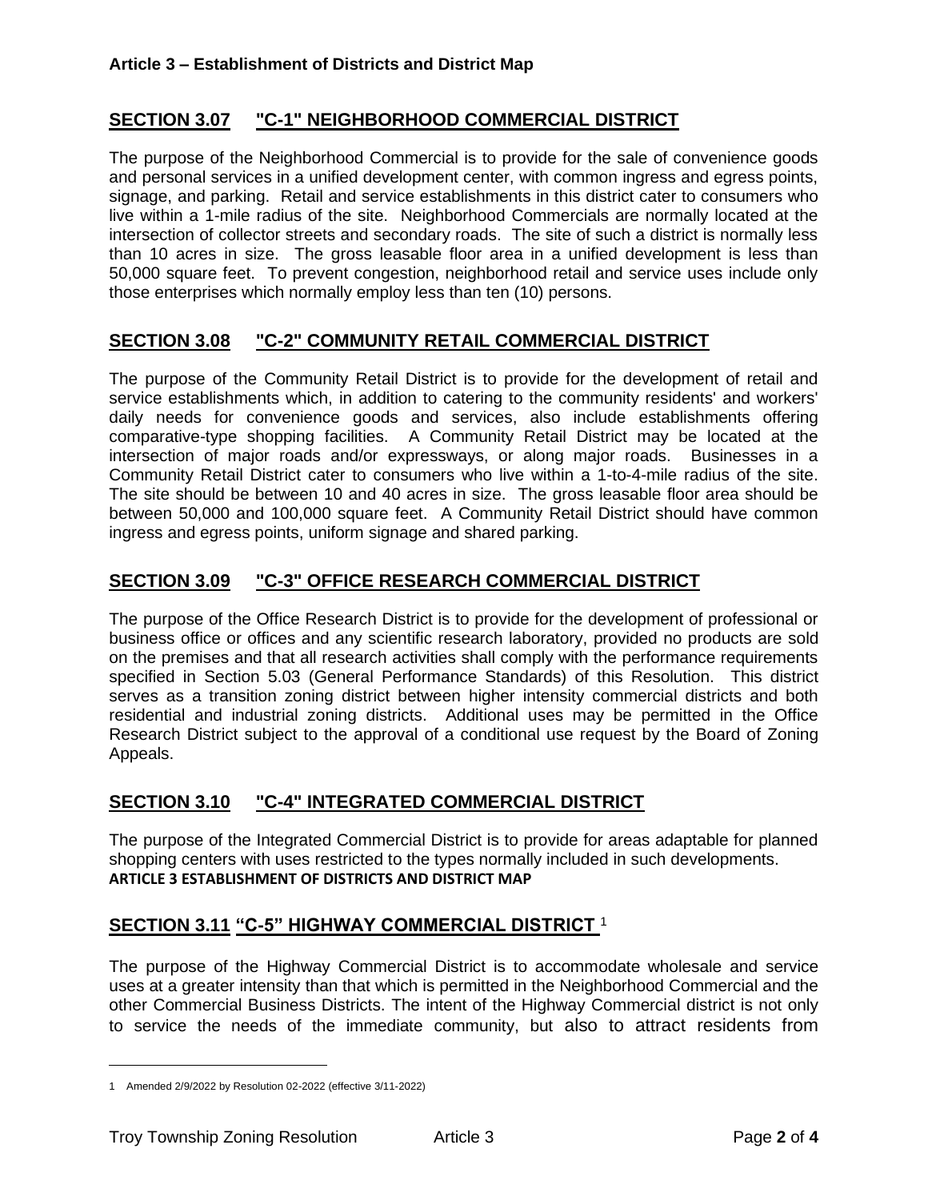## SECTION 3.07 "C-1" NEIGHBORHOOD COMMERCIAL DISTRICT

The purpose of the Neighborhood Commercial is to provide for the sale of convenience goods and personal services in a unified development center, with common ingress and egress points, signage, and parking. Retail and service establishments in this district cater to consumers who live within a 1-mile radius of the site. Neighborhood Commercials are normally located at the intersection of collector streets and secondary roads. The site of such a district is normally less than 10 acres in size. The gross leasable floor area in a unified development is less than 50,000 square feet. To prevent congestion, neighborhood retail and service uses include only those enterprises which normally employ less than ten (10) persons.

## SECTION 3.08 "C-2" COMMUNITY RETAIL COMMERCIAL DISTRICT

The purpose of the Community Retail District is to provide for the development of retail and service establishments which, in addition to catering to the community residents' and workers' daily needs for convenience goods and services, also include establishments offering comparative-type shopping facilities. A Community Retail District may be located at the intersection of major roads and/or expressways, or along major roads. Businesses in a Community Retail District cater to consumers who live within a 1-to-4-mile radius of the site. The site should be between 10 and 40 acres in size. The gross leasable floor area should be between 50,000 and 100,000 square feet. A Community Retail District should have common ingress and egress points, uniform signage and shared parking.

## SECTION 3.09 "C-3" OFFICE RESEARCH COMMERCIAL DISTRICT

The purpose of the Office Research District is to provide for the development of professional or business office or offices and any scientific research laboratory, provided no products are sold on the premises and that all research activities shall comply with the performance requirements specified in Section 5.03 (General Performance Standards) of this Resolution. This district serves as a transition zoning district between higher intensity commercial districts and both residential and industrial zoning districts. Additional uses may be permitted in the Office Research District subject to the approval of a conditional use request by the Board of Zoning Appeals.

## SECTION 3.10 "C-4" INTEGRATED COMMERCIAL DISTRICT

The purpose of the Integrated Commercial District is to provide for areas adaptable for planned shopping centers with uses restricted to the types normally included in such developments.

**ARTICLE 3 ESTABLISHMENT OF DISTRICTS AND DISTRICT MAP**

## SECTION 3.11 "C-5" HIGHWAY COMMERCIAL DISTRICT [1]

The purpose of the Highway Commercial District is to accommodate wholesale and service uses at a greater intensity than that which is permitted in the Neighborhood Commercial and the other Commercial Business Districts. The intent of the Highway Commercial district is not only to service the needs of the immediate community, but also to attract residents from

---

[1] Amended 2/9/2022 by Resolution 02-2022 (effective 3/11-2022)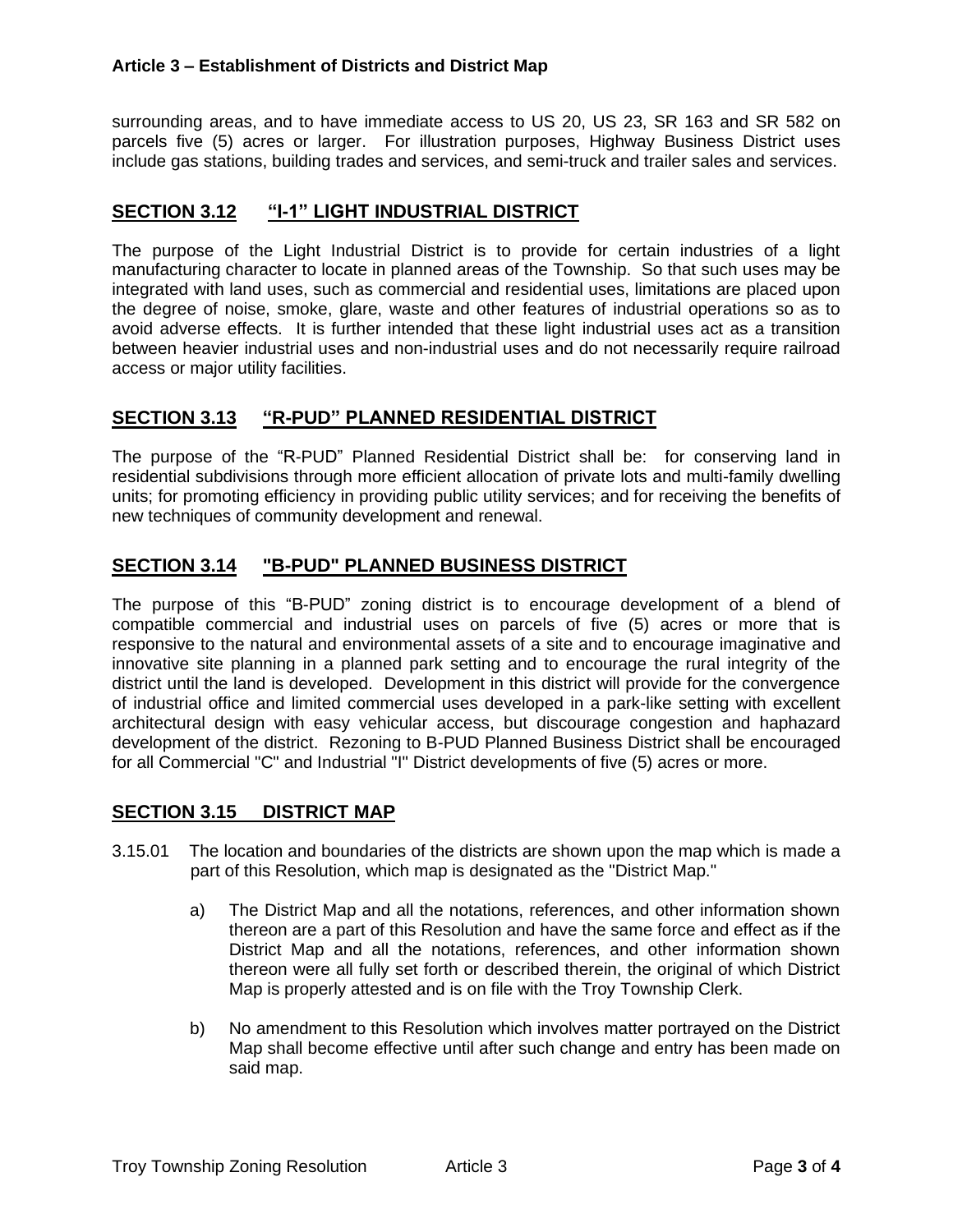surrounding areas, and to have immediate access to US 20, US 23, SR 163 and SR 582 on parcels five (5) acres or larger. For illustration purposes, Highway Business District uses include gas stations, building trades and services, and semi-truck and trailer sales and services.

## SECTION 3.12 "I-1" LIGHT INDUSTRIAL DISTRICT

The purpose of the Light Industrial District is to provide for certain industries of a light manufacturing character to locate in planned areas of the Township. So that such uses may be integrated with land uses, such as commercial and residential uses, limitations are placed upon the degree of noise, smoke, glare, waste and other features of industrial operations so as to avoid adverse effects. It is further intended that these light industrial uses act as a transition between heavier industrial uses and non-industrial uses and do not necessarily require railroad access or major utility facilities.

## SECTION 3.13 "R-PUD" PLANNED RESIDENTIAL DISTRICT

The purpose of the "R-PUD" Planned Residential District shall be: for conserving land in residential subdivisions through more efficient allocation of private lots and multi-family dwelling units; for promoting efficiency in providing public utility services; and for receiving the benefits of new techniques of community development and renewal.

## SECTION 3.14 "B-PUD" PLANNED BUSINESS DISTRICT

The purpose of this "B-PUD" zoning district is to encourage development of a blend of compatible commercial and industrial uses on parcels of five (5) acres or more that is responsive to the natural and environmental assets of a site and to encourage imaginative and innovative site planning in a planned park setting and to encourage the rural integrity of the district until the land is developed. Development in this district will provide for the convergence of industrial office and limited commercial uses developed in a park-like setting with excellent architectural design with easy vehicular access, but discourage congestion and haphazard development of the district. Rezoning to B-PUD Planned Business District shall be encouraged for all Commercial "C" and Industrial "I" District developments of five (5) acres or more.

## SECTION 3.15 DISTRICT MAP

3.15.01 The location and boundaries of the districts are shown upon the map which is made a part of this Resolution, which map is designated as the "District Map."

a) The District Map and all the notations, references, and other information shown thereon are a part of this Resolution and have the same force and effect as if the District Map and all the notations, references, and other information shown thereon were all fully set forth or described therein, the original of which District Map is properly attested and is on file with the Troy Township Clerk.

b) No amendment to this Resolution which involves matter portrayed on the District Map shall become effective until after such change and entry has been made on said map.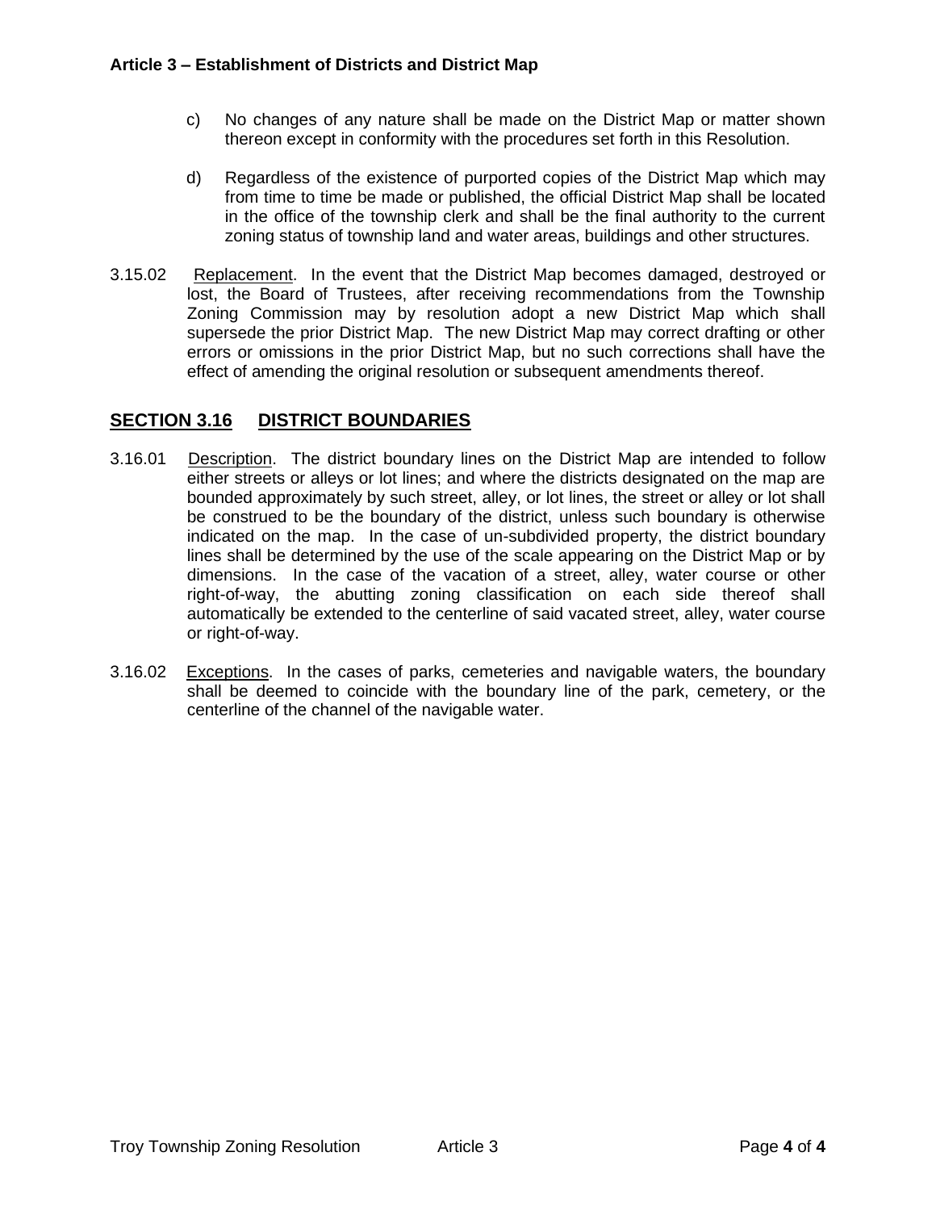c) No changes of any nature shall be made on the District Map or matter shown thereon except in conformity with the procedures set forth in this Resolution.

d) Regardless of the existence of purported copies of the District Map which may from time to time be made or published, the official District Map shall be located in the office of the township clerk and shall be the final authority to the current zoning status of township land and water areas, buildings and other structures.

3.15.02 Replacement. In the event that the District Map becomes damaged, destroyed or lost, the Board of Trustees, after receiving recommendations from the Township Zoning Commission may by resolution adopt a new District Map which shall supersede the prior District Map. The new District Map may correct drafting or other errors or omissions in the prior District Map, but no such corrections shall have the effect of amending the original resolution or subsequent amendments thereof.

## SECTION 3.16 DISTRICT BOUNDARIES

3.16.01 Description. The district boundary lines on the District Map are intended to follow either streets or alleys or lot lines; and where the districts designated on the map are bounded approximately by such street, alley, or lot lines, the street or alley or lot shall be construed to be the boundary of the district, unless such boundary is otherwise indicated on the map. In the case of un-subdivided property, the district boundary lines shall be determined by the use of the scale appearing on the District Map or by dimensions. In the case of the vacation of a street, alley, water course or other right-of-way, the abutting zoning classification on each side thereof shall automatically be extended to the centerline of said vacated street, alley, water course or right-of-way.

3.16.02 Exceptions. In the cases of parks, cemeteries and navigable waters, the boundary shall be deemed to coincide with the boundary line of the park, cemetery, or the centerline of the channel of the navigable water.